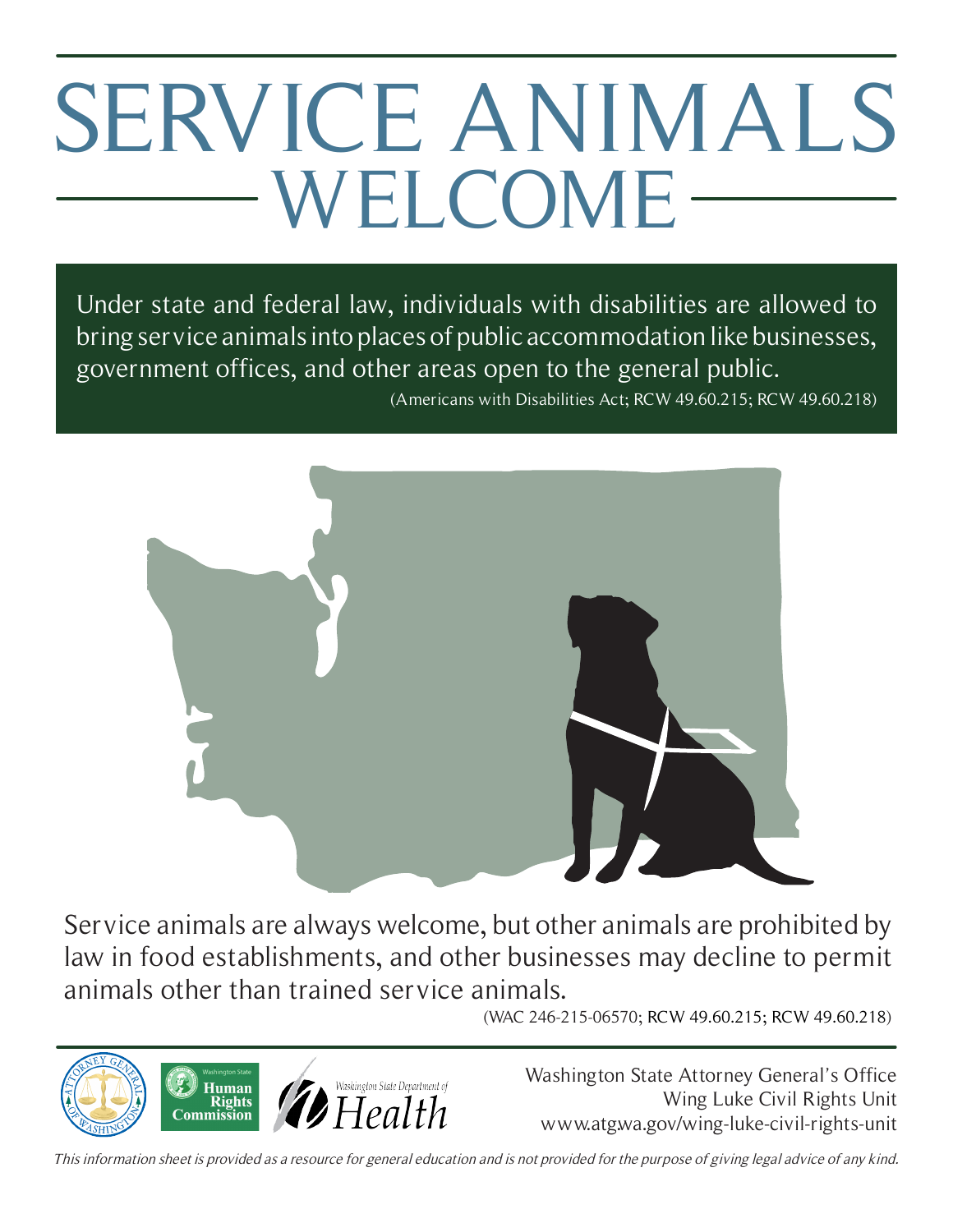# SERVICE ANIMALS WELCOME

Under state and federal law, individuals with disabilities are allowed to bring service animals into places of public accommodation like businesses, government offices, and other areas open to the general public.

(Americans with Disabilities Act; RCW 49.60.215; RCW 49.60.218)

Service animals are always welcome, but other animals are prohibited by law in food establishments, and other businesses may decline to permit animals other than trained service animals.

(WAC 246-215-06570; RCW 49.60.215; RCW 49.60.218)

Washington State Attorney General's Office
Wing Luke Civil Rights Unit
www.atgwa.gov/wing-luke-civil-rights-unit

*This information sheet is provided as a resource for general education and is not provided for the purpose of giving legal advice of any kind.*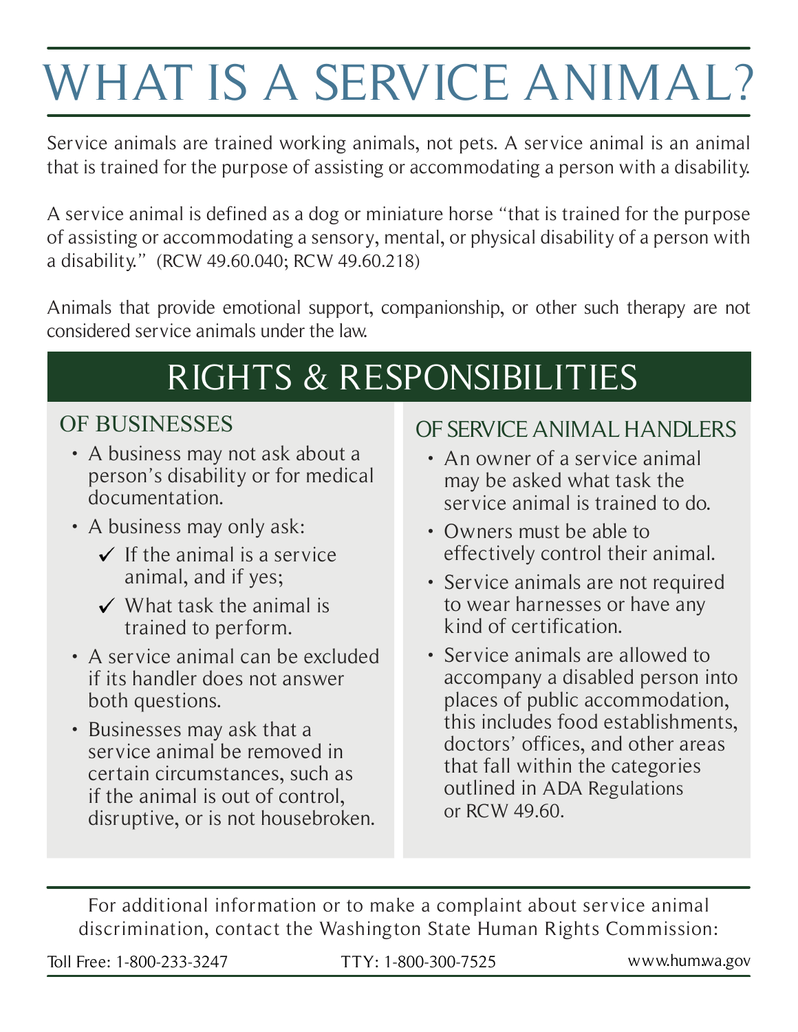# WHAT IS A SERVICE ANIMAL?

Service animals are trained working animals, not pets. A service animal is an animal that is trained for the purpose of assisting or accommodating a person with a disability.

A service animal is defined as a dog or miniature horse "that is trained for the purpose of assisting or accommodating a sensory, mental, or physical disability of a person with a disability." (RCW 49.60.040; RCW 49.60.218)

Animals that provide emotional support, companionship, or other such therapy are not considered service animals under the law.

## RIGHTS & RESPONSIBILITIES

### OF BUSINESSES

- A business may not ask about a person's disability or for medical documentation.
- A business may only ask:
  - ✓ If the animal is a service animal, and if yes;
  - ✓ What task the animal is trained to perform.
- A service animal can be excluded if its handler does not answer both questions.
- Businesses may ask that a service animal be removed in certain circumstances, such as if the animal is out of control, disruptive, or is not housebroken.

### OF SERVICE ANIMAL HANDLERS

- An owner of a service animal may be asked what task the service animal is trained to do.
- Owners must be able to effectively control their animal.
- Service animals are not required to wear harnesses or have any kind of certification.
- Service animals are allowed to accompany a disabled person into places of public accommodation, this includes food establishments, doctors' offices, and other areas that fall within the categories outlined in ADA Regulations or RCW 49.60.

For additional information or to make a complaint about service animal discrimination, contact the Washington State Human Rights Commission:

Toll Free: 1-800-233-3247 TTY: 1-800-300-7525 www.hum.wa.gov